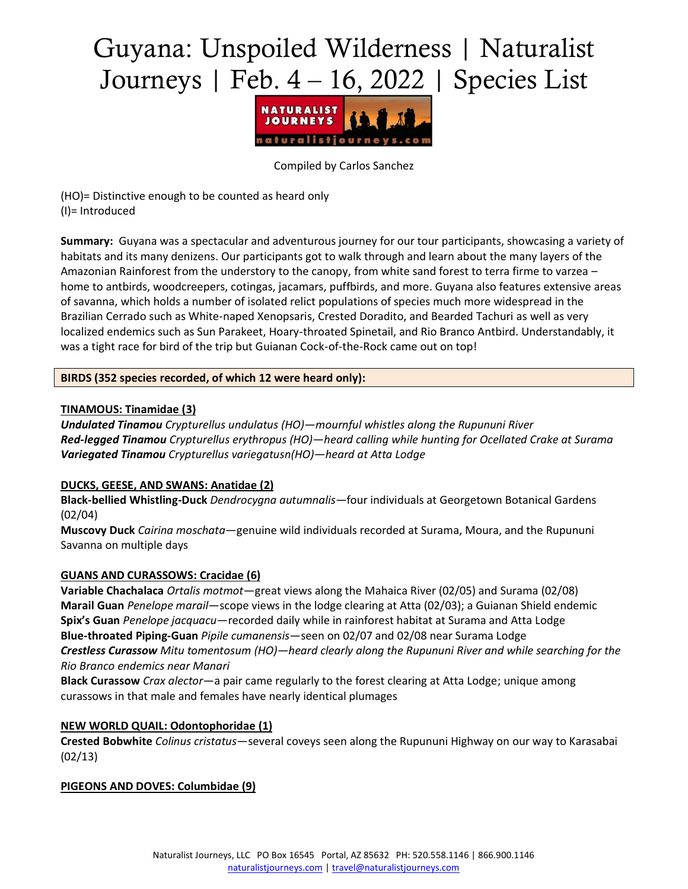# Guyana: Unspoiled Wilderness | Naturalist Journeys | Feb. 4 – 16, 2022 | Species List

Compiled by Carlos Sanchez

(HO)= Distinctive enough to be counted as heard only
(I)= Introduced

**Summary:** Guyana was a spectacular and adventurous journey for our tour participants, showcasing a variety of habitats and its many denizens. Our participants got to walk through and learn about the many layers of the Amazonian Rainforest from the understory to the canopy, from white sand forest to terra firme to varzea – home to antbirds, woodcreepers, cotingas, jacamars, puffbirds, and more. Guyana also features extensive areas of savanna, which holds a number of isolated relict populations of species much more widespread in the Brazilian Cerrado such as White-naped Xenopsaris, Crested Doradito, and Bearded Tachuri as well as very localized endemics such as Sun Parakeet, Hoary-throated Spinetail, and Rio Branco Antbird. Understandably, it was a tight race for bird of the trip but Guianan Cock-of-the-Rock came out on top!

**BIRDS (352 species recorded, of which 12 were heard only):**

**TINAMOUS: Tinamidae (3)**

***Undulated Tinamou*** *Crypturellus undulatus (HO)—mournful whistles along the Rupununi River*
***Red-legged Tinamou*** *Crypturellus erythropus (HO)—heard calling while hunting for Ocellated Crake at Surama*
***Variegated Tinamou*** *Crypturellus variegatusn(HO)—heard at Atta Lodge*

**DUCKS, GEESE, AND SWANS: Anatidae (2)**

**Black-bellied Whistling-Duck** *Dendrocygna autumnalis*—four individuals at Georgetown Botanical Gardens (02/04)
**Muscovy Duck** *Cairina moschata*—genuine wild individuals recorded at Surama, Moura, and the Rupununi Savanna on multiple days

**GUANS AND CURASSOWS: Cracidae (6)**

**Variable Chachalaca** *Ortalis motmot*—great views along the Mahaica River (02/05) and Surama (02/08)
**Marail Guan** *Penelope marail*—scope views in the lodge clearing at Atta (02/03); a Guianan Shield endemic
**Spix's Guan** *Penelope jacquacu*—recorded daily while in rainforest habitat at Surama and Atta Lodge
**Blue-throated Piping-Guan** *Pipile cumanensis*—seen on 02/07 and 02/08 near Surama Lodge
***Crestless Curassow*** *Mitu tomentosum (HO)—heard clearly along the Rupununi River and while searching for the Rio Branco endemics near Manari*
**Black Curassow** *Crax alector*—a pair came regularly to the forest clearing at Atta Lodge; unique among curassows in that male and females have nearly identical plumages

**NEW WORLD QUAIL: Odontophoridae (1)**

**Crested Bobwhite** *Colinus cristatus*—several coveys seen along the Rupununi Highway on our way to Karasabai (02/13)

**PIGEONS AND DOVES: Columbidae (9)**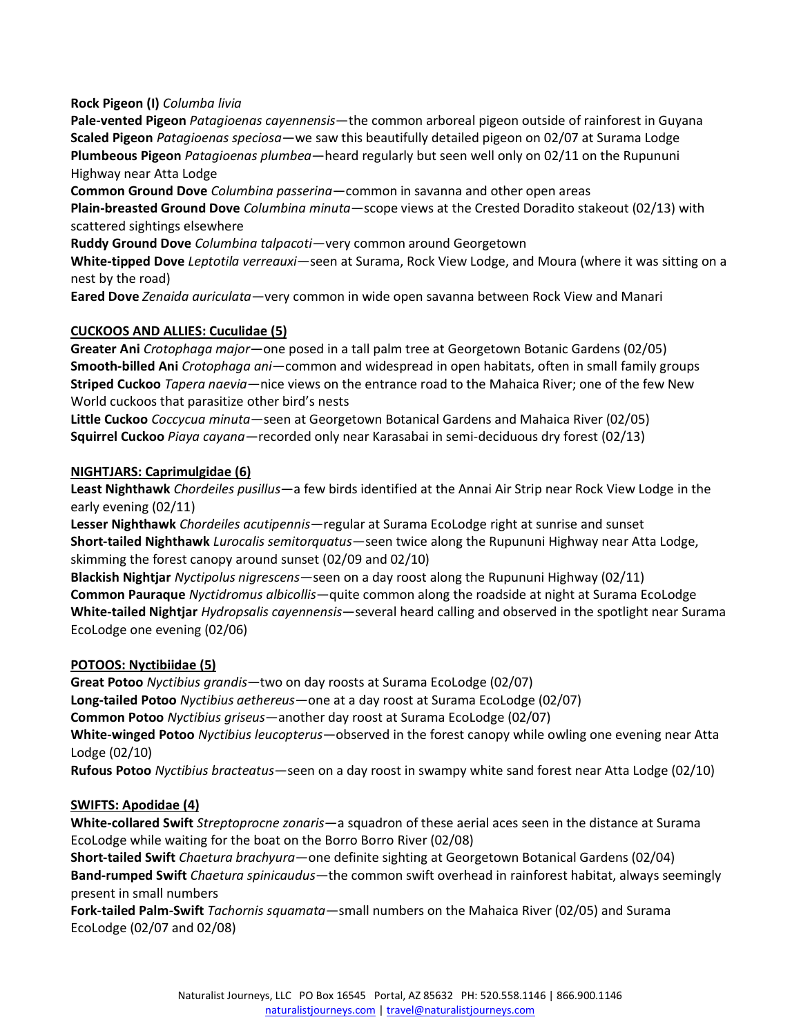**Rock Pigeon (I)** *Columba livia*
**Pale-vented Pigeon** *Patagioenas cayennensis*—the common arboreal pigeon outside of rainforest in Guyana
**Scaled Pigeon** *Patagioenas speciosa*—we saw this beautifully detailed pigeon on 02/07 at Surama Lodge
**Plumbeous Pigeon** *Patagioenas plumbea*—heard regularly but seen well only on 02/11 on the Rupununi Highway near Atta Lodge
**Common Ground Dove** *Columbina passerina*—common in savanna and other open areas
**Plain-breasted Ground Dove** *Columbina minuta*—scope views at the Crested Doradito stakeout (02/13) with scattered sightings elsewhere
**Ruddy Ground Dove** *Columbina talpacoti*—very common around Georgetown
**White-tipped Dove** *Leptotila verreauxi*—seen at Surama, Rock View Lodge, and Moura (where it was sitting on a nest by the road)
**Eared Dove** *Zenaida auriculata*—very common in wide open savanna between Rock View and Manari

## CUCKOOS AND ALLIES: Cuculidae (5)

**Greater Ani** *Crotophaga major*—one posed in a tall palm tree at Georgetown Botanic Gardens (02/05)
**Smooth-billed Ani** *Crotophaga ani*—common and widespread in open habitats, often in small family groups
**Striped Cuckoo** *Tapera naevia*—nice views on the entrance road to the Mahaica River; one of the few New World cuckoos that parasitize other bird's nests
**Little Cuckoo** *Coccycua minuta*—seen at Georgetown Botanical Gardens and Mahaica River (02/05)
**Squirrel Cuckoo** *Piaya cayana*—recorded only near Karasabai in semi-deciduous dry forest (02/13)

## NIGHTJARS: Caprimulgidae (6)

**Least Nighthawk** *Chordeiles pusillus*—a few birds identified at the Annai Air Strip near Rock View Lodge in the early evening (02/11)
**Lesser Nighthawk** *Chordeiles acutipennis*—regular at Surama EcoLodge right at sunrise and sunset
**Short-tailed Nighthawk** *Lurocalis semitorquatus*—seen twice along the Rupununi Highway near Atta Lodge, skimming the forest canopy around sunset (02/09 and 02/10)
**Blackish Nightjar** *Nyctipolus nigrescens*—seen on a day roost along the Rupununi Highway (02/11)
**Common Pauraque** *Nyctidromus albicollis*—quite common along the roadside at night at Surama EcoLodge
**White-tailed Nightjar** *Hydropsalis cayennensis*—several heard calling and observed in the spotlight near Surama EcoLodge one evening (02/06)

## POTOOS: Nyctibiidae (5)

**Great Potoo** *Nyctibius grandis*—two on day roosts at Surama EcoLodge (02/07)
**Long-tailed Potoo** *Nyctibius aethereus*—one at a day roost at Surama EcoLodge (02/07)
**Common Potoo** *Nyctibius griseus*—another day roost at Surama EcoLodge (02/07)
**White-winged Potoo** *Nyctibius leucopterus*—observed in the forest canopy while owling one evening near Atta Lodge (02/10)
**Rufous Potoo** *Nyctibius bracteatus*—seen on a day roost in swampy white sand forest near Atta Lodge (02/10)

## SWIFTS: Apodidae (4)

**White-collared Swift** *Streptoprocne zonaris*—a squadron of these aerial aces seen in the distance at Surama EcoLodge while waiting for the boat on the Borro Borro River (02/08)
**Short-tailed Swift** *Chaetura brachyura*—one definite sighting at Georgetown Botanical Gardens (02/04)
**Band-rumped Swift** *Chaetura spinicaudus*—the common swift overhead in rainforest habitat, always seemingly present in small numbers
**Fork-tailed Palm-Swift** *Tachornis squamata*—small numbers on the Mahaica River (02/05) and Surama EcoLodge (02/07 and 02/08)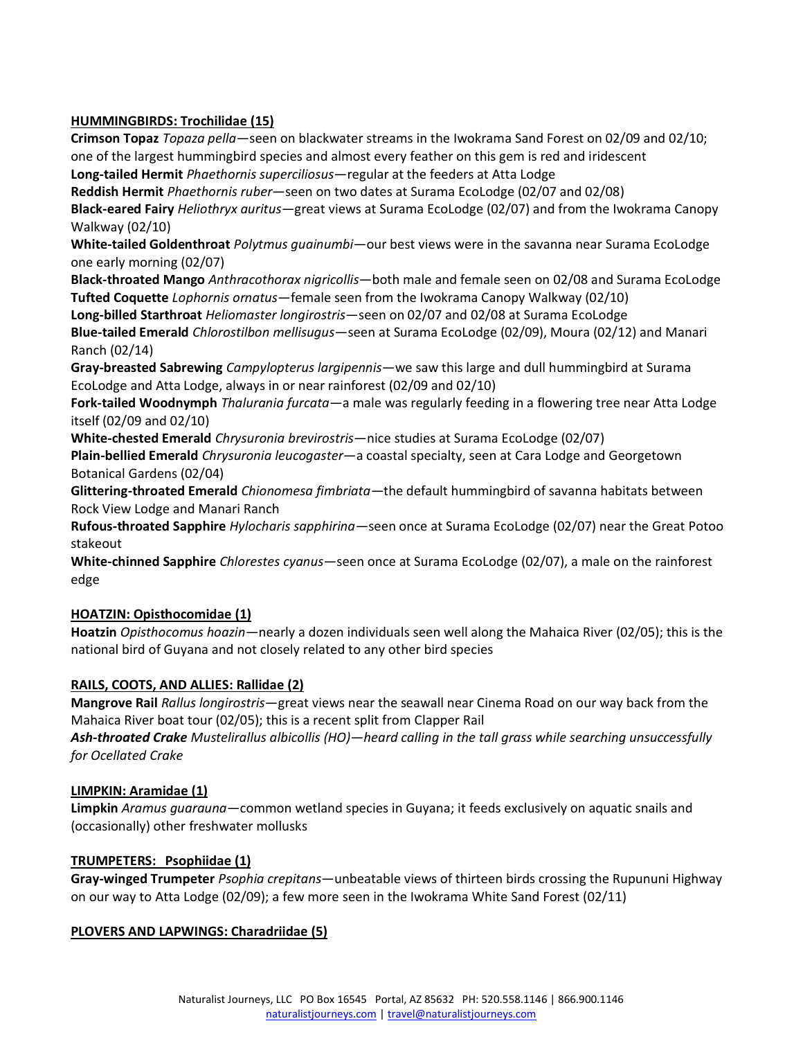**HUMMINGBIRDS: Trochilidae (15)**

**Crimson Topaz** *Topaza pella*—seen on blackwater streams in the Iwokrama Sand Forest on 02/09 and 02/10; one of the largest hummingbird species and almost every feather on this gem is red and iridescent

**Long-tailed Hermit** *Phaethornis superciliosus*—regular at the feeders at Atta Lodge

**Reddish Hermit** *Phaethornis ruber*—seen on two dates at Surama EcoLodge (02/07 and 02/08)

**Black-eared Fairy** *Heliothryx auritus*—great views at Surama EcoLodge (02/07) and from the Iwokrama Canopy Walkway (02/10)

**White-tailed Goldenthroat** *Polytmus guainumbi*—our best views were in the savanna near Surama EcoLodge one early morning (02/07)

**Black-throated Mango** *Anthracothorax nigricollis*—both male and female seen on 02/08 and Surama EcoLodge

**Tufted Coquette** *Lophornis ornatus*—female seen from the Iwokrama Canopy Walkway (02/10)

**Long-billed Starthroat** *Heliomaster longirostris*—seen on 02/07 and 02/08 at Surama EcoLodge

**Blue-tailed Emerald** *Chlorostilbon mellisugus*—seen at Surama EcoLodge (02/09), Moura (02/12) and Manari Ranch (02/14)

**Gray-breasted Sabrewing** *Campylopterus largipennis*—we saw this large and dull hummingbird at Surama EcoLodge and Atta Lodge, always in or near rainforest (02/09 and 02/10)

**Fork-tailed Woodnymph** *Thalurania furcata*—a male was regularly feeding in a flowering tree near Atta Lodge itself (02/09 and 02/10)

**White-chested Emerald** *Chrysuronia brevirostris*—nice studies at Surama EcoLodge (02/07)

**Plain-bellied Emerald** *Chrysuronia leucogaster*—a coastal specialty, seen at Cara Lodge and Georgetown Botanical Gardens (02/04)

**Glittering-throated Emerald** *Chionomesa fimbriata*—the default hummingbird of savanna habitats between Rock View Lodge and Manari Ranch

**Rufous-throated Sapphire** *Hylocharis sapphirina*—seen once at Surama EcoLodge (02/07) near the Great Potoo stakeout

**White-chinned Sapphire** *Chlorestes cyanus*—seen once at Surama EcoLodge (02/07), a male on the rainforest edge

**HOATZIN: Opisthocomidae (1)**

**Hoatzin** *Opisthocomus hoazin*—nearly a dozen individuals seen well along the Mahaica River (02/05); this is the national bird of Guyana and not closely related to any other bird species

**RAILS, COOTS, AND ALLIES: Rallidae (2)**

**Mangrove Rail** *Rallus longirostris*—great views near the seawall near Cinema Road on our way back from the Mahaica River boat tour (02/05); this is a recent split from Clapper Rail

***Ash-throated Crake*** *Mustelirallus albicollis (HO)—heard calling in the tall grass while searching unsuccessfully for Ocellated Crake*

**LIMPKIN: Aramidae (1)**

**Limpkin** *Aramus guarauna*—common wetland species in Guyana; it feeds exclusively on aquatic snails and (occasionally) other freshwater mollusks

**TRUMPETERS: Psophiidae (1)**

**Gray-winged Trumpeter** *Psophia crepitans*—unbeatable views of thirteen birds crossing the Rupununi Highway on our way to Atta Lodge (02/09); a few more seen in the Iwokrama White Sand Forest (02/11)

**PLOVERS AND LAPWINGS: Charadriidae (5)**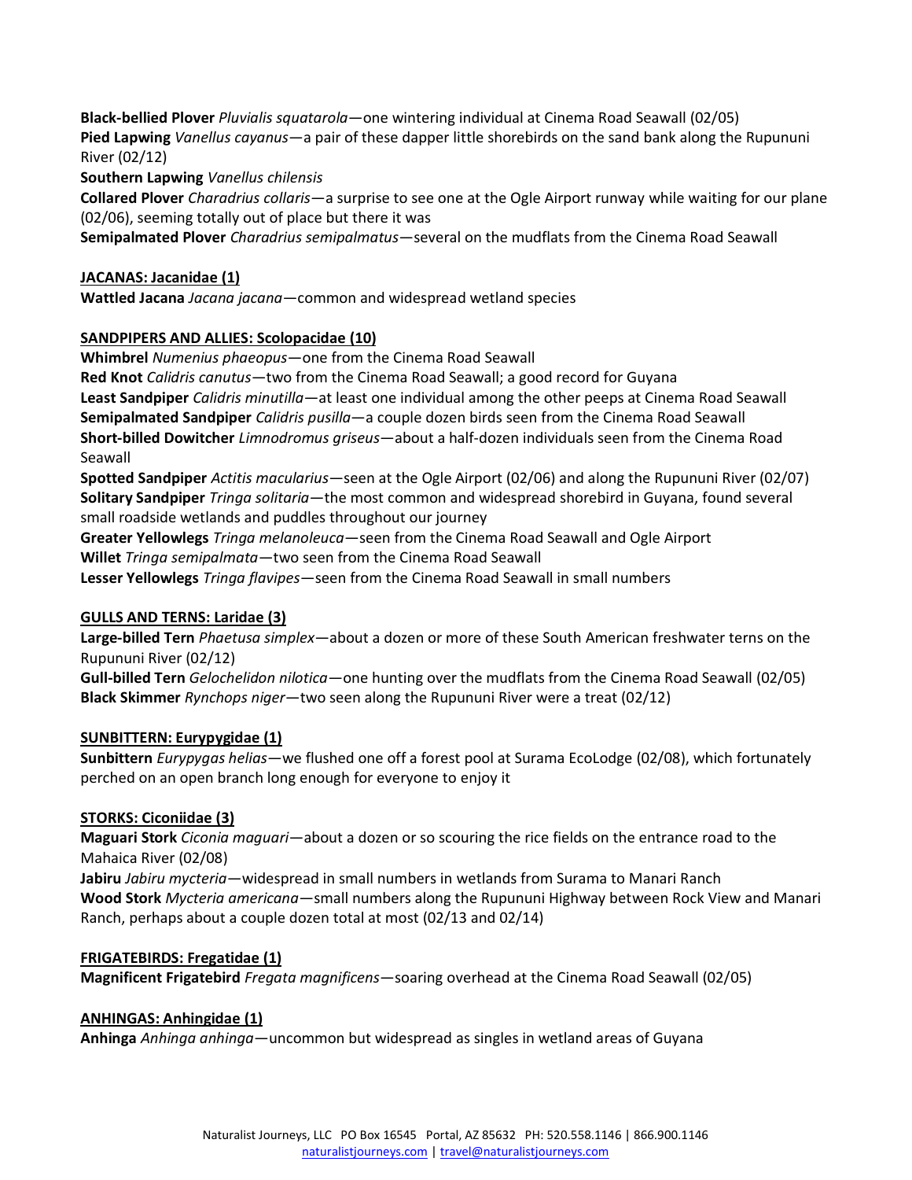**Black-bellied Plover** *Pluvialis squatarola*—one wintering individual at Cinema Road Seawall (02/05)
**Pied Lapwing** *Vanellus cayanus*—a pair of these dapper little shorebirds on the sand bank along the Rupununi River (02/12)
**Southern Lapwing** *Vanellus chilensis*
**Collared Plover** *Charadrius collaris*—a surprise to see one at the Ogle Airport runway while waiting for our plane (02/06), seeming totally out of place but there it was
**Semipalmated Plover** *Charadrius semipalmatus*—several on the mudflats from the Cinema Road Seawall

**JACANAS: Jacanidae (1)**
**Wattled Jacana** *Jacana jacana*—common and widespread wetland species

**SANDPIPERS AND ALLIES: Scolopacidae (10)**
**Whimbrel** *Numenius phaeopus*—one from the Cinema Road Seawall
**Red Knot** *Calidris canutus*—two from the Cinema Road Seawall; a good record for Guyana
**Least Sandpiper** *Calidris minutilla*—at least one individual among the other peeps at Cinema Road Seawall
**Semipalmated Sandpiper** *Calidris pusilla*—a couple dozen birds seen from the Cinema Road Seawall
**Short-billed Dowitcher** *Limnodromus griseus*—about a half-dozen individuals seen from the Cinema Road Seawall
**Spotted Sandpiper** *Actitis macularius*—seen at the Ogle Airport (02/06) and along the Rupununi River (02/07)
**Solitary Sandpiper** *Tringa solitaria*—the most common and widespread shorebird in Guyana, found several small roadside wetlands and puddles throughout our journey
**Greater Yellowlegs** *Tringa melanoleuca*—seen from the Cinema Road Seawall and Ogle Airport
**Willet** *Tringa semipalmata*—two seen from the Cinema Road Seawall
**Lesser Yellowlegs** *Tringa flavipes*—seen from the Cinema Road Seawall in small numbers

**GULLS AND TERNS: Laridae (3)**
**Large-billed Tern** *Phaetusa simplex*—about a dozen or more of these South American freshwater terns on the Rupununi River (02/12)
**Gull-billed Tern** *Gelochelidon nilotica*—one hunting over the mudflats from the Cinema Road Seawall (02/05)
**Black Skimmer** *Rynchops niger*—two seen along the Rupununi River were a treat (02/12)

**SUNBITTERN: Eurypygidae (1)**
**Sunbittern** *Eurypygas helias*—we flushed one off a forest pool at Surama EcoLodge (02/08), which fortunately perched on an open branch long enough for everyone to enjoy it

**STORKS: Ciconiidae (3)**
**Maguari Stork** *Ciconia maguari*—about a dozen or so scouring the rice fields on the entrance road to the Mahaica River (02/08)
**Jabiru** *Jabiru mycteria*—widespread in small numbers in wetlands from Surama to Manari Ranch
**Wood Stork** *Mycteria americana*—small numbers along the Rupununi Highway between Rock View and Manari Ranch, perhaps about a couple dozen total at most (02/13 and 02/14)

**FRIGATEBIRDS: Fregatidae (1)**
**Magnificent Frigatebird** *Fregata magnificens*—soaring overhead at the Cinema Road Seawall (02/05)

**ANHINGAS: Anhingidae (1)**
**Anhinga** *Anhinga anhinga*—uncommon but widespread as singles in wetland areas of Guyana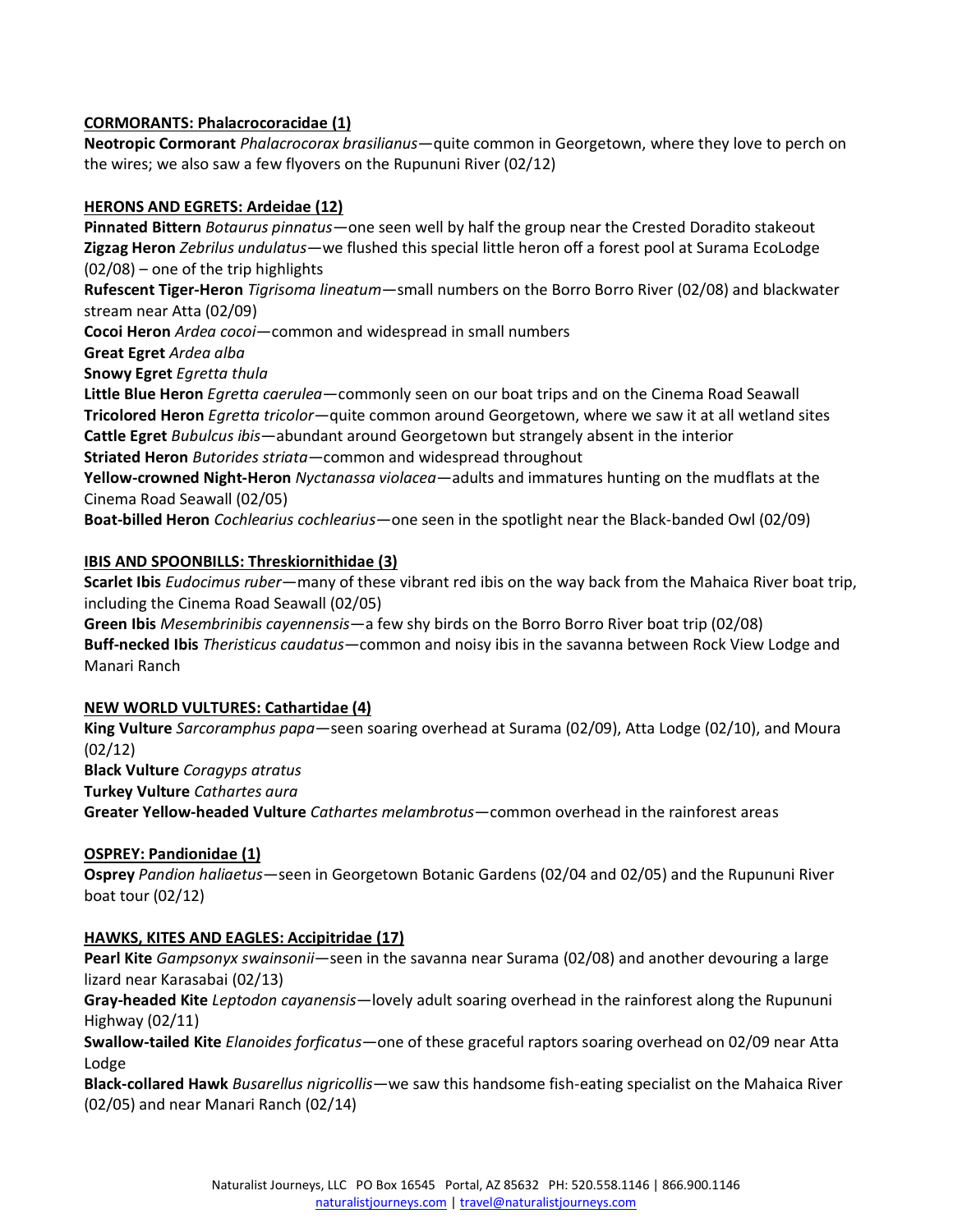**CORMORANTS: Phalacrocoracidae (1)**

**Neotropic Cormorant** *Phalacrocorax brasilianus*—quite common in Georgetown, where they love to perch on the wires; we also saw a few flyovers on the Rupununi River (02/12)

**HERONS AND EGRETS: Ardeidae (12)**

**Pinnated Bittern** *Botaurus pinnatus*—one seen well by half the group near the Crested Doradito stakeout
**Zigzag Heron** *Zebrilus undulatus*—we flushed this special little heron off a forest pool at Surama EcoLodge (02/08) – one of the trip highlights
**Rufescent Tiger-Heron** *Tigrisoma lineatum*—small numbers on the Borro Borro River (02/08) and blackwater stream near Atta (02/09)
**Cocoi Heron** *Ardea cocoi*—common and widespread in small numbers
**Great Egret** *Ardea alba*
**Snowy Egret** *Egretta thula*
**Little Blue Heron** *Egretta caerulea*—commonly seen on our boat trips and on the Cinema Road Seawall
**Tricolored Heron** *Egretta tricolor*—quite common around Georgetown, where we saw it at all wetland sites
**Cattle Egret** *Bubulcus ibis*—abundant around Georgetown but strangely absent in the interior
**Striated Heron** *Butorides striata*—common and widespread throughout
**Yellow-crowned Night-Heron** *Nyctanassa violacea*—adults and immatures hunting on the mudflats at the Cinema Road Seawall (02/05)
**Boat-billed Heron** *Cochlearius cochlearius*—one seen in the spotlight near the Black-banded Owl (02/09)

**IBIS AND SPOONBILLS: Threskiornithidae (3)**

**Scarlet Ibis** *Eudocimus ruber*—many of these vibrant red ibis on the way back from the Mahaica River boat trip, including the Cinema Road Seawall (02/05)
**Green Ibis** *Mesembrinibis cayennensis*—a few shy birds on the Borro Borro River boat trip (02/08)
**Buff-necked Ibis** *Theristicus caudatus*—common and noisy ibis in the savanna between Rock View Lodge and Manari Ranch

**NEW WORLD VULTURES: Cathartidae (4)**

**King Vulture** *Sarcoramphus papa*—seen soaring overhead at Surama (02/09), Atta Lodge (02/10), and Moura (02/12)
**Black Vulture** *Coragyps atratus*
**Turkey Vulture** *Cathartes aura*
**Greater Yellow-headed Vulture** *Cathartes melambrotus*—common overhead in the rainforest areas

**OSPREY: Pandionidae (1)**

**Osprey** *Pandion haliaetus*—seen in Georgetown Botanic Gardens (02/04 and 02/05) and the Rupununi River boat tour (02/12)

**HAWKS, KITES AND EAGLES: Accipitridae (17)**

**Pearl Kite** *Gampsonyx swainsonii*—seen in the savanna near Surama (02/08) and another devouring a large lizard near Karasabai (02/13)
**Gray-headed Kite** *Leptodon cayanensis*—lovely adult soaring overhead in the rainforest along the Rupununi Highway (02/11)
**Swallow-tailed Kite** *Elanoides forficatus*—one of these graceful raptors soaring overhead on 02/09 near Atta Lodge
**Black-collared Hawk** *Busarellus nigricollis*—we saw this handsome fish-eating specialist on the Mahaica River (02/05) and near Manari Ranch (02/14)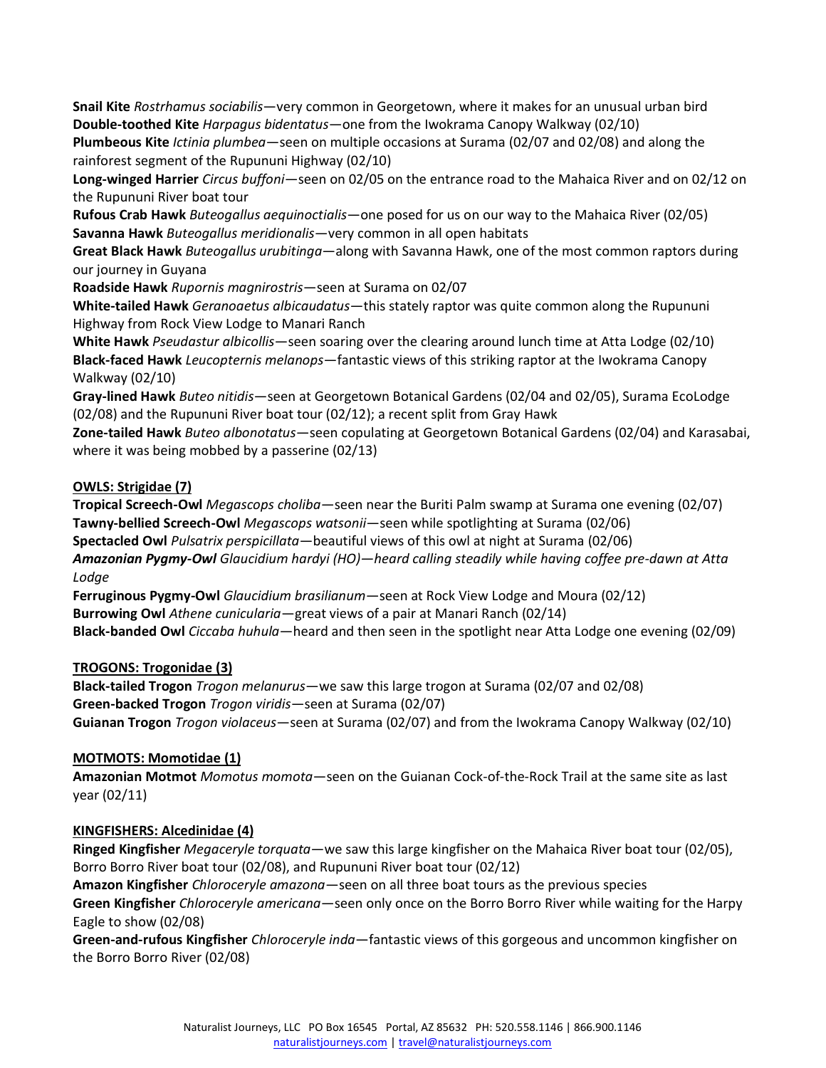**Snail Kite** *Rostrhamus sociabilis*—very common in Georgetown, where it makes for an unusual urban bird
**Double-toothed Kite** *Harpagus bidentatus*—one from the Iwokrama Canopy Walkway (02/10)
**Plumbeous Kite** *Ictinia plumbea*—seen on multiple occasions at Surama (02/07 and 02/08) and along the rainforest segment of the Rupununi Highway (02/10)
**Long-winged Harrier** *Circus buffoni*—seen on 02/05 on the entrance road to the Mahaica River and on 02/12 on the Rupununi River boat tour
**Rufous Crab Hawk** *Buteogallus aequinoctialis*—one posed for us on our way to the Mahaica River (02/05)
**Savanna Hawk** *Buteogallus meridionalis*—very common in all open habitats
**Great Black Hawk** *Buteogallus urubitinga*—along with Savanna Hawk, one of the most common raptors during our journey in Guyana
**Roadside Hawk** *Rupornis magnirostris*—seen at Surama on 02/07
**White-tailed Hawk** *Geranoaetus albicaudatus*—this stately raptor was quite common along the Rupununi Highway from Rock View Lodge to Manari Ranch
**White Hawk** *Pseudastur albicollis*—seen soaring over the clearing around lunch time at Atta Lodge (02/10)
**Black-faced Hawk** *Leucopternis melanops*—fantastic views of this striking raptor at the Iwokrama Canopy Walkway (02/10)
**Gray-lined Hawk** *Buteo nitidis*—seen at Georgetown Botanical Gardens (02/04 and 02/05), Surama EcoLodge (02/08) and the Rupununi River boat tour (02/12); a recent split from Gray Hawk
**Zone-tailed Hawk** *Buteo albonotatus*—seen copulating at Georgetown Botanical Gardens (02/04) and Karasabai, where it was being mobbed by a passerine (02/13)

**OWLS: Strigidae (7)**

**Tropical Screech-Owl** *Megascops choliba*—seen near the Buriti Palm swamp at Surama one evening (02/07)
**Tawny-bellied Screech-Owl** *Megascops watsonii*—seen while spotlighting at Surama (02/06)
**Spectacled Owl** *Pulsatrix perspicillata*—beautiful views of this owl at night at Surama (02/06)
***Amazonian Pygmy-Owl*** *Glaucidium hardyi (HO)—heard calling steadily while having coffee pre-dawn at Atta Lodge*
**Ferruginous Pygmy-Owl** *Glaucidium brasilianum*—seen at Rock View Lodge and Moura (02/12)
**Burrowing Owl** *Athene cunicularia*—great views of a pair at Manari Ranch (02/14)
**Black-banded Owl** *Ciccaba huhula*—heard and then seen in the spotlight near Atta Lodge one evening (02/09)

**TROGONS: Trogonidae (3)**

**Black-tailed Trogon** *Trogon melanurus*—we saw this large trogon at Surama (02/07 and 02/08)
**Green-backed Trogon** *Trogon viridis*—seen at Surama (02/07)
**Guianan Trogon** *Trogon violaceus*—seen at Surama (02/07) and from the Iwokrama Canopy Walkway (02/10)

**MOTMOTS: Momotidae (1)**

**Amazonian Motmot** *Momotus momota*—seen on the Guianan Cock-of-the-Rock Trail at the same site as last year (02/11)

**KINGFISHERS: Alcedinidae (4)**

**Ringed Kingfisher** *Megaceryle torquata*—we saw this large kingfisher on the Mahaica River boat tour (02/05), Borro Borro River boat tour (02/08), and Rupununi River boat tour (02/12)
**Amazon Kingfisher** *Chloroceryle amazona*—seen on all three boat tours as the previous species
**Green Kingfisher** *Chloroceryle americana*—seen only once on the Borro Borro River while waiting for the Harpy Eagle to show (02/08)
**Green-and-rufous Kingfisher** *Chloroceryle inda*—fantastic views of this gorgeous and uncommon kingfisher on the Borro Borro River (02/08)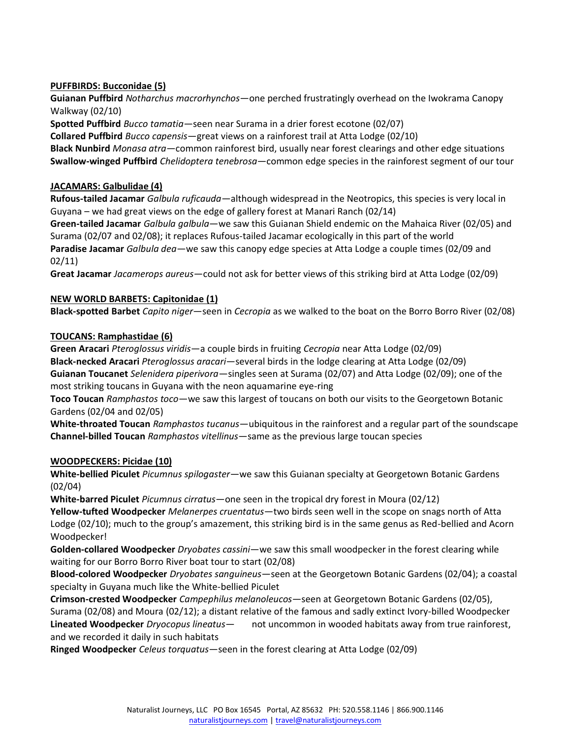**PUFFBIRDS: Bucconidae (5)**

**Guianan Puffbird** *Notharchus macrorhynchos*—one perched frustratingly overhead on the Iwokrama Canopy Walkway (02/10)

**Spotted Puffbird** *Bucco tamatia*—seen near Surama in a drier forest ecotone (02/07)

**Collared Puffbird** *Bucco capensis*—great views on a rainforest trail at Atta Lodge (02/10)

**Black Nunbird** *Monasa atra*—common rainforest bird, usually near forest clearings and other edge situations

**Swallow-winged Puffbird** *Chelidoptera tenebrosa*—common edge species in the rainforest segment of our tour

**JACAMARS: Galbulidae (4)**

**Rufous-tailed Jacamar** *Galbula ruficauda*—although widespread in the Neotropics, this species is very local in Guyana – we had great views on the edge of gallery forest at Manari Ranch (02/14)

**Green-tailed Jacamar** *Galbula galbula*—we saw this Guianan Shield endemic on the Mahaica River (02/05) and Surama (02/07 and 02/08); it replaces Rufous-tailed Jacamar ecologically in this part of the world

**Paradise Jacamar** *Galbula dea*—we saw this canopy edge species at Atta Lodge a couple times (02/09 and 02/11)

**Great Jacamar** *Jacamerops aureus*—could not ask for better views of this striking bird at Atta Lodge (02/09)

**NEW WORLD BARBETS: Capitonidae (1)**

**Black-spotted Barbet** *Capito niger*—seen in *Cecropia* as we walked to the boat on the Borro Borro River (02/08)

**TOUCANS: Ramphastidae (6)**

**Green Aracari** *Pteroglossus viridis*—a couple birds in fruiting *Cecropia* near Atta Lodge (02/09)

**Black-necked Aracari** *Pteroglossus aracari*—several birds in the lodge clearing at Atta Lodge (02/09)

**Guianan Toucanet** *Selenidera piperivora*—singles seen at Surama (02/07) and Atta Lodge (02/09); one of the most striking toucans in Guyana with the neon aquamarine eye-ring

**Toco Toucan** *Ramphastos toco*—we saw this largest of toucans on both our visits to the Georgetown Botanic Gardens (02/04 and 02/05)

**White-throated Toucan** *Ramphastos tucanus*—ubiquitous in the rainforest and a regular part of the soundscape

**Channel-billed Toucan** *Ramphastos vitellinus*—same as the previous large toucan species

**WOODPECKERS: Picidae (10)**

**White-bellied Piculet** *Picumnus spilogaster*—we saw this Guianan specialty at Georgetown Botanic Gardens (02/04)

**White-barred Piculet** *Picumnus cirratus*—one seen in the tropical dry forest in Moura (02/12)

**Yellow-tufted Woodpecker** *Melanerpes cruentatus*—two birds seen well in the scope on snags north of Atta Lodge (02/10); much to the group's amazement, this striking bird is in the same genus as Red-bellied and Acorn Woodpecker!

**Golden-collared Woodpecker** *Dryobates cassini*—we saw this small woodpecker in the forest clearing while waiting for our Borro Borro River boat tour to start (02/08)

**Blood-colored Woodpecker** *Dryobates sanguineus*—seen at the Georgetown Botanic Gardens (02/04); a coastal specialty in Guyana much like the White-bellied Piculet

**Crimson-crested Woodpecker** *Campephilus melanoleucos*—seen at Georgetown Botanic Gardens (02/05), Surama (02/08) and Moura (02/12); a distant relative of the famous and sadly extinct Ivory-billed Woodpecker

**Lineated Woodpecker** *Dryocopus lineatus*— not uncommon in wooded habitats away from true rainforest, and we recorded it daily in such habitats

**Ringed Woodpecker** *Celeus torquatus*—seen in the forest clearing at Atta Lodge (02/09)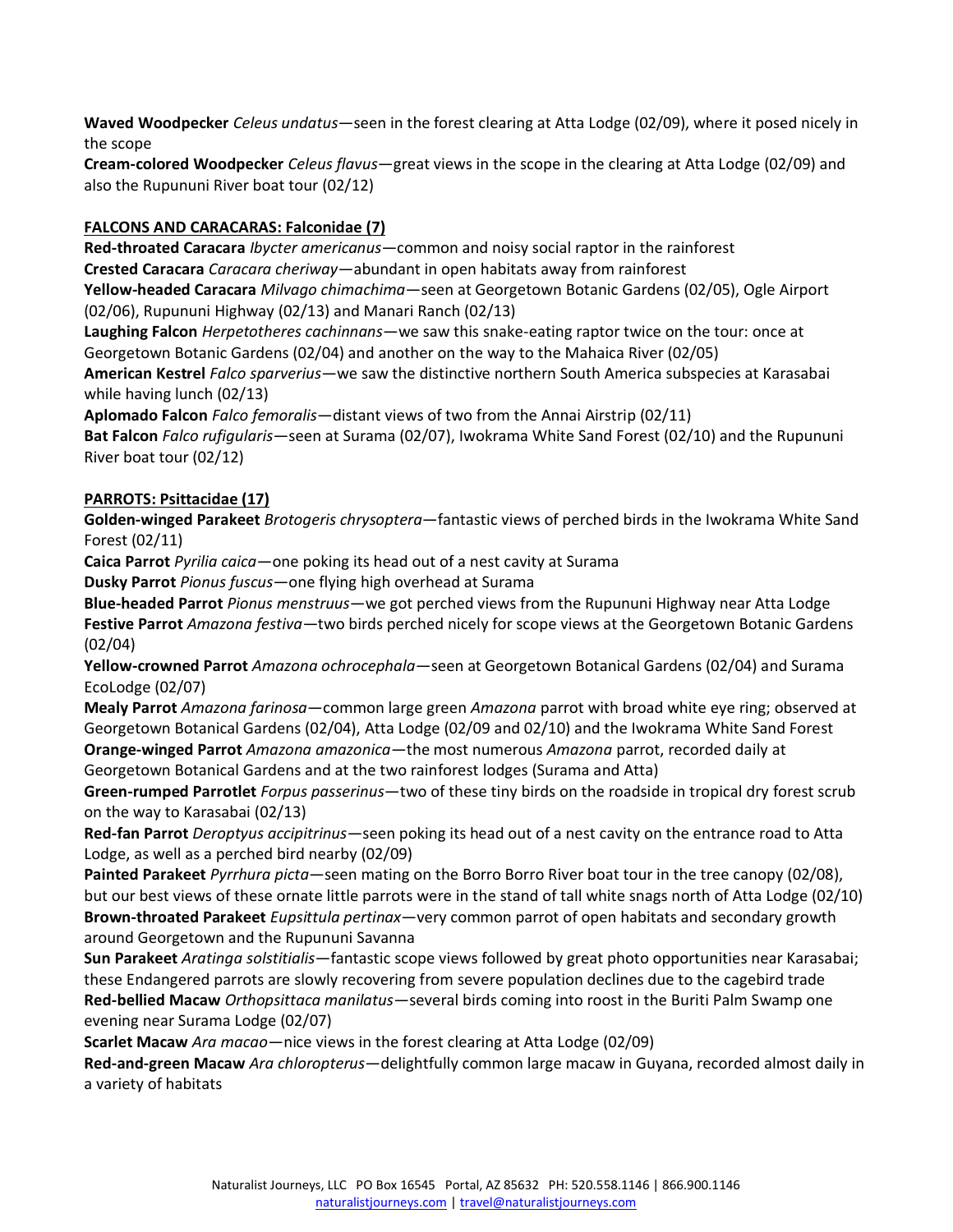**Waved Woodpecker** *Celeus undatus*—seen in the forest clearing at Atta Lodge (02/09), where it posed nicely in the scope

**Cream-colored Woodpecker** *Celeus flavus*—great views in the scope in the clearing at Atta Lodge (02/09) and also the Rupununi River boat tour (02/12)

**FALCONS AND CARACARAS: Falconidae (7)**

**Red-throated Caracara** *Ibycter americanus*—common and noisy social raptor in the rainforest

**Crested Caracara** *Caracara cheriway*—abundant in open habitats away from rainforest

**Yellow-headed Caracara** *Milvago chimachima*—seen at Georgetown Botanic Gardens (02/05), Ogle Airport (02/06), Rupununi Highway (02/13) and Manari Ranch (02/13)

**Laughing Falcon** *Herpetotheres cachinnans*—we saw this snake-eating raptor twice on the tour: once at Georgetown Botanic Gardens (02/04) and another on the way to the Mahaica River (02/05)

**American Kestrel** *Falco sparverius*—we saw the distinctive northern South America subspecies at Karasabai while having lunch (02/13)

**Aplomado Falcon** *Falco femoralis*—distant views of two from the Annai Airstrip (02/11)

**Bat Falcon** *Falco rufigularis*—seen at Surama (02/07), Iwokrama White Sand Forest (02/10) and the Rupununi River boat tour (02/12)

**PARROTS: Psittacidae (17)**

**Golden-winged Parakeet** *Brotogeris chrysoptera*—fantastic views of perched birds in the Iwokrama White Sand Forest (02/11)

**Caica Parrot** *Pyrilia caica*—one poking its head out of a nest cavity at Surama

**Dusky Parrot** *Pionus fuscus*—one flying high overhead at Surama

**Blue-headed Parrot** *Pionus menstruus*—we got perched views from the Rupununi Highway near Atta Lodge

**Festive Parrot** *Amazona festiva*—two birds perched nicely for scope views at the Georgetown Botanic Gardens (02/04)

**Yellow-crowned Parrot** *Amazona ochrocephala*—seen at Georgetown Botanical Gardens (02/04) and Surama EcoLodge (02/07)

**Mealy Parrot** *Amazona farinosa*—common large green *Amazona* parrot with broad white eye ring; observed at Georgetown Botanical Gardens (02/04), Atta Lodge (02/09 and 02/10) and the Iwokrama White Sand Forest

**Orange-winged Parrot** *Amazona amazonica*—the most numerous *Amazona* parrot, recorded daily at Georgetown Botanical Gardens and at the two rainforest lodges (Surama and Atta)

**Green-rumped Parrotlet** *Forpus passerinus*—two of these tiny birds on the roadside in tropical dry forest scrub on the way to Karasabai (02/13)

**Red-fan Parrot** *Deroptyus accipitrinus*—seen poking its head out of a nest cavity on the entrance road to Atta Lodge, as well as a perched bird nearby (02/09)

**Painted Parakeet** *Pyrrhura picta*—seen mating on the Borro Borro River boat tour in the tree canopy (02/08), but our best views of these ornate little parrots were in the stand of tall white snags north of Atta Lodge (02/10)

**Brown-throated Parakeet** *Eupsittula pertinax*—very common parrot of open habitats and secondary growth around Georgetown and the Rupununi Savanna

**Sun Parakeet** *Aratinga solstitialis*—fantastic scope views followed by great photo opportunities near Karasabai; these Endangered parrots are slowly recovering from severe population declines due to the cagebird trade

**Red-bellied Macaw** *Orthopsittaca manilatus*—several birds coming into roost in the Buriti Palm Swamp one evening near Surama Lodge (02/07)

**Scarlet Macaw** *Ara macao*—nice views in the forest clearing at Atta Lodge (02/09)

**Red-and-green Macaw** *Ara chloropterus*—delightfully common large macaw in Guyana, recorded almost daily in a variety of habitats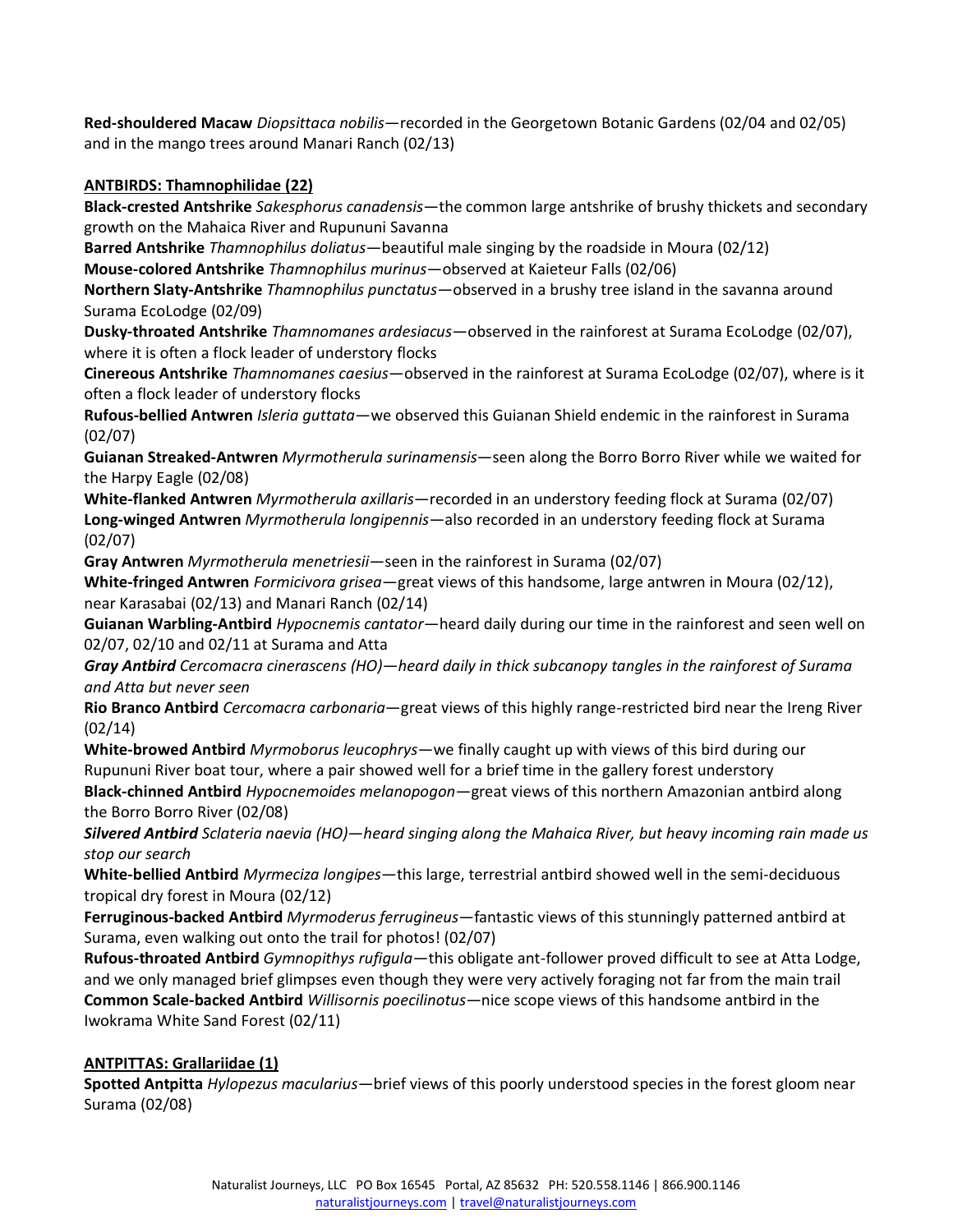**Red-shouldered Macaw** *Diopsittaca nobilis*—recorded in the Georgetown Botanic Gardens (02/04 and 02/05) and in the mango trees around Manari Ranch (02/13)

**ANTBIRDS: Thamnophilidae (22)**

**Black-crested Antshrike** *Sakesphorus canadensis*—the common large antshrike of brushy thickets and secondary growth on the Mahaica River and Rupununi Savanna

**Barred Antshrike** *Thamnophilus doliatus*—beautiful male singing by the roadside in Moura (02/12)

**Mouse-colored Antshrike** *Thamnophilus murinus*—observed at Kaieteur Falls (02/06)

**Northern Slaty-Antshrike** *Thamnophilus punctatus*—observed in a brushy tree island in the savanna around Surama EcoLodge (02/09)

**Dusky-throated Antshrike** *Thamnomanes ardesiacus*—observed in the rainforest at Surama EcoLodge (02/07), where it is often a flock leader of understory flocks

**Cinereous Antshrike** *Thamnomanes caesius*—observed in the rainforest at Surama EcoLodge (02/07), where is it often a flock leader of understory flocks

**Rufous-bellied Antwren** *Isleria guttata*—we observed this Guianan Shield endemic in the rainforest in Surama (02/07)

**Guianan Streaked-Antwren** *Myrmotherula surinamensis*—seen along the Borro Borro River while we waited for the Harpy Eagle (02/08)

**White-flanked Antwren** *Myrmotherula axillaris*—recorded in an understory feeding flock at Surama (02/07)

**Long-winged Antwren** *Myrmotherula longipennis*—also recorded in an understory feeding flock at Surama (02/07)

**Gray Antwren** *Myrmotherula menetriesii*—seen in the rainforest in Surama (02/07)

**White-fringed Antwren** *Formicivora grisea*—great views of this handsome, large antwren in Moura (02/12), near Karasabai (02/13) and Manari Ranch (02/14)

**Guianan Warbling-Antbird** *Hypocnemis cantator*—heard daily during our time in the rainforest and seen well on 02/07, 02/10 and 02/11 at Surama and Atta

***Gray Antbird*** *Cercomacra cinerascens (HO)—heard daily in thick subcanopy tangles in the rainforest of Surama and Atta but never seen*

**Rio Branco Antbird** *Cercomacra carbonaria*—great views of this highly range-restricted bird near the Ireng River (02/14)

**White-browed Antbird** *Myrmoborus leucophrys*—we finally caught up with views of this bird during our Rupununi River boat tour, where a pair showed well for a brief time in the gallery forest understory

**Black-chinned Antbird** *Hypocnemoides melanopogon*—great views of this northern Amazonian antbird along the Borro Borro River (02/08)

***Silvered Antbird*** *Sclateria naevia (HO)—heard singing along the Mahaica River, but heavy incoming rain made us stop our search*

**White-bellied Antbird** *Myrmeciza longipes*—this large, terrestrial antbird showed well in the semi-deciduous tropical dry forest in Moura (02/12)

**Ferruginous-backed Antbird** *Myrmoderus ferrugineus*—fantastic views of this stunningly patterned antbird at Surama, even walking out onto the trail for photos! (02/07)

**Rufous-throated Antbird** *Gymnopithys rufigula*—this obligate ant-follower proved difficult to see at Atta Lodge, and we only managed brief glimpses even though they were very actively foraging not far from the main trail

**Common Scale-backed Antbird** *Willisornis poecilinotus*—nice scope views of this handsome antbird in the Iwokrama White Sand Forest (02/11)

**ANTPITTAS: Grallariidae (1)**

**Spotted Antpitta** *Hylopezus macularius*—brief views of this poorly understood species in the forest gloom near Surama (02/08)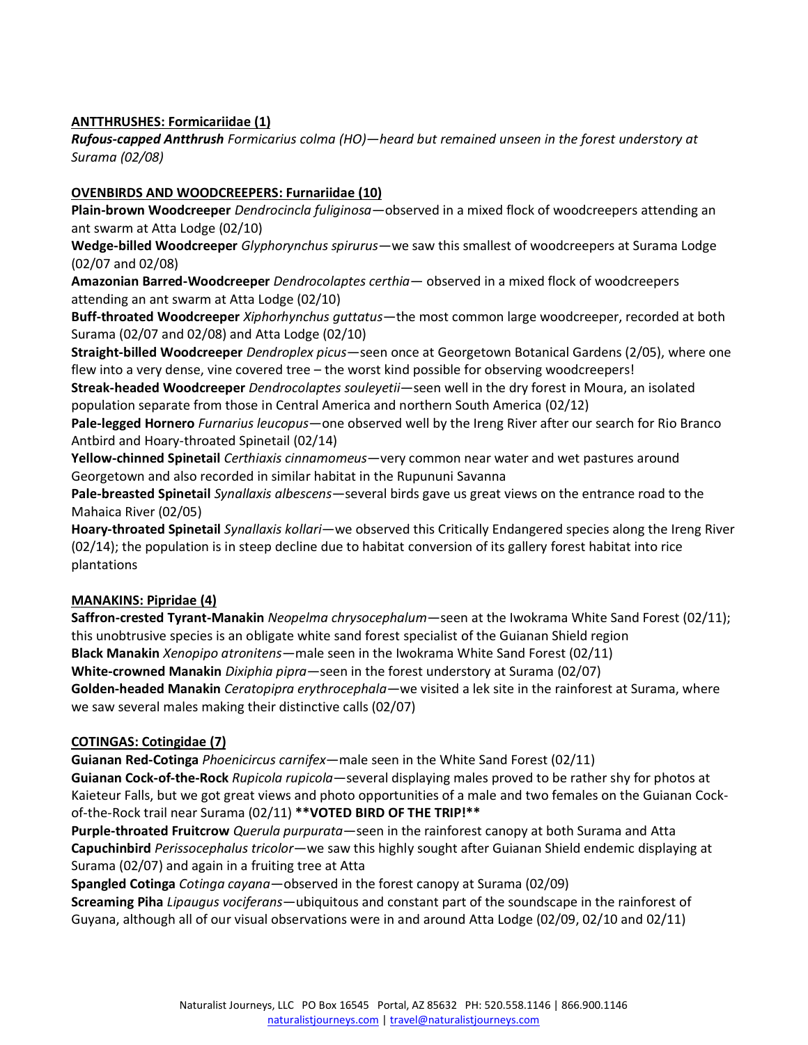**ANTTHRUSHES: Formicariidae (1)**

***Rufous-capped Antthrush*** *Formicarius colma (HO)—heard but remained unseen in the forest understory at Surama (02/08)*

**OVENBIRDS AND WOODCREEPERS: Furnariidae (10)**

**Plain-brown Woodcreeper** *Dendrocincla fuliginosa*—observed in a mixed flock of woodcreepers attending an ant swarm at Atta Lodge (02/10)

**Wedge-billed Woodcreeper** *Glyphorynchus spirurus*—we saw this smallest of woodcreepers at Surama Lodge (02/07 and 02/08)

**Amazonian Barred-Woodcreeper** *Dendrocolaptes certhia*— observed in a mixed flock of woodcreepers attending an ant swarm at Atta Lodge (02/10)

**Buff-throated Woodcreeper** *Xiphorhynchus guttatus*—the most common large woodcreeper, recorded at both Surama (02/07 and 02/08) and Atta Lodge (02/10)

**Straight-billed Woodcreeper** *Dendroplex picus*—seen once at Georgetown Botanical Gardens (2/05), where one flew into a very dense, vine covered tree – the worst kind possible for observing woodcreepers!

**Streak-headed Woodcreeper** *Dendrocolaptes souleyetii*—seen well in the dry forest in Moura, an isolated population separate from those in Central America and northern South America (02/12)

**Pale-legged Hornero** *Furnarius leucopus*—one observed well by the Ireng River after our search for Rio Branco Antbird and Hoary-throated Spinetail (02/14)

**Yellow-chinned Spinetail** *Certhiaxis cinnamomeus*—very common near water and wet pastures around Georgetown and also recorded in similar habitat in the Rupununi Savanna

**Pale-breasted Spinetail** *Synallaxis albescens*—several birds gave us great views on the entrance road to the Mahaica River (02/05)

**Hoary-throated Spinetail** *Synallaxis kollari*—we observed this Critically Endangered species along the Ireng River (02/14); the population is in steep decline due to habitat conversion of its gallery forest habitat into rice plantations

**MANAKINS: Pipridae (4)**

**Saffron-crested Tyrant-Manakin** *Neopelma chrysocephalum*—seen at the Iwokrama White Sand Forest (02/11); this unobtrusive species is an obligate white sand forest specialist of the Guianan Shield region

**Black Manakin** *Xenopipo atronitens*—male seen in the Iwokrama White Sand Forest (02/11)

**White-crowned Manakin** *Dixiphia pipra*—seen in the forest understory at Surama (02/07)

**Golden-headed Manakin** *Ceratopipra erythrocephala*—we visited a lek site in the rainforest at Surama, where we saw several males making their distinctive calls (02/07)

**COTINGAS: Cotingidae (7)**

**Guianan Red-Cotinga** *Phoenicircus carnifex*—male seen in the White Sand Forest (02/11)

**Guianan Cock-of-the-Rock** *Rupicola rupicola*—several displaying males proved to be rather shy for photos at Kaieteur Falls, but we got great views and photo opportunities of a male and two females on the Guianan Cock-of-the-Rock trail near Surama (02/11) **\*\*VOTED BIRD OF THE TRIP!\*\***

**Purple-throated Fruitcrow** *Querula purpurata*—seen in the rainforest canopy at both Surama and Atta

**Capuchinbird** *Perissocephalus tricolor*—we saw this highly sought after Guianan Shield endemic displaying at Surama (02/07) and again in a fruiting tree at Atta

**Spangled Cotinga** *Cotinga cayana*—observed in the forest canopy at Surama (02/09)

**Screaming Piha** *Lipaugus vociferans*—ubiquitous and constant part of the soundscape in the rainforest of Guyana, although all of our visual observations were in and around Atta Lodge (02/09, 02/10 and 02/11)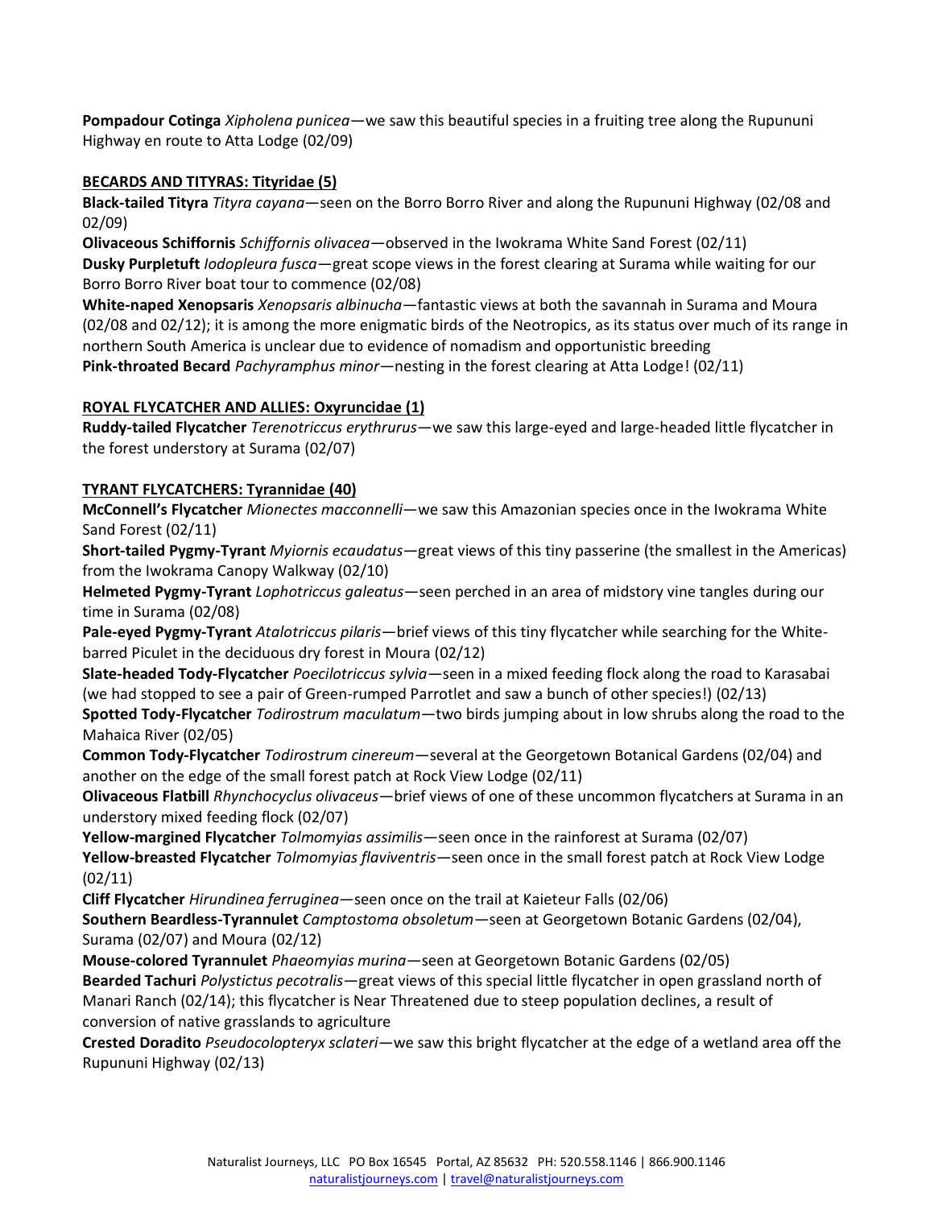**Pompadour Cotinga** *Xipholena punicea*—we saw this beautiful species in a fruiting tree along the Rupununi Highway en route to Atta Lodge (02/09)

**BECARDS AND TITYRAS: Tityridae (5)**

**Black-tailed Tityra** *Tityra cayana*—seen on the Borro Borro River and along the Rupununi Highway (02/08 and 02/09)

**Olivaceous Schiffornis** *Schiffornis olivacea*—observed in the Iwokrama White Sand Forest (02/11)

**Dusky Purpletuft** *Iodopleura fusca*—great scope views in the forest clearing at Surama while waiting for our Borro Borro River boat tour to commence (02/08)

**White-naped Xenopsaris** *Xenopsaris albinucha*—fantastic views at both the savannah in Surama and Moura (02/08 and 02/12); it is among the more enigmatic birds of the Neotropics, as its status over much of its range in northern South America is unclear due to evidence of nomadism and opportunistic breeding

**Pink-throated Becard** *Pachyramphus minor*—nesting in the forest clearing at Atta Lodge! (02/11)

**ROYAL FLYCATCHER AND ALLIES: Oxyruncidae (1)**

**Ruddy-tailed Flycatcher** *Terenotriccus erythrurus*—we saw this large-eyed and large-headed little flycatcher in the forest understory at Surama (02/07)

**TYRANT FLYCATCHERS: Tyrannidae (40)**

**McConnell's Flycatcher** *Mionectes macconnelli*—we saw this Amazonian species once in the Iwokrama White Sand Forest (02/11)

**Short-tailed Pygmy-Tyrant** *Myiornis ecaudatus*—great views of this tiny passerine (the smallest in the Americas) from the Iwokrama Canopy Walkway (02/10)

**Helmeted Pygmy-Tyrant** *Lophotriccus galeatus*—seen perched in an area of midstory vine tangles during our time in Surama (02/08)

**Pale-eyed Pygmy-Tyrant** *Atalotriccus pilaris*—brief views of this tiny flycatcher while searching for the White-barred Piculet in the deciduous dry forest in Moura (02/12)

**Slate-headed Tody-Flycatcher** *Poecilotriccus sylvia*—seen in a mixed feeding flock along the road to Karasabai (we had stopped to see a pair of Green-rumped Parrotlet and saw a bunch of other species!) (02/13)

**Spotted Tody-Flycatcher** *Todirostrum maculatum*—two birds jumping about in low shrubs along the road to the Mahaica River (02/05)

**Common Tody-Flycatcher** *Todirostrum cinereum*—several at the Georgetown Botanical Gardens (02/04) and another on the edge of the small forest patch at Rock View Lodge (02/11)

**Olivaceous Flatbill** *Rhynchocyclus olivaceus*—brief views of one of these uncommon flycatchers at Surama in an understory mixed feeding flock (02/07)

**Yellow-margined Flycatcher** *Tolmomyias assimilis*—seen once in the rainforest at Surama (02/07)

**Yellow-breasted Flycatcher** *Tolmomyias flaviventris*—seen once in the small forest patch at Rock View Lodge (02/11)

**Cliff Flycatcher** *Hirundinea ferruginea*—seen once on the trail at Kaieteur Falls (02/06)

**Southern Beardless-Tyrannulet** *Camptostoma obsoletum*—seen at Georgetown Botanic Gardens (02/04), Surama (02/07) and Moura (02/12)

**Mouse-colored Tyrannulet** *Phaeomyias murina*—seen at Georgetown Botanic Gardens (02/05)

**Bearded Tachuri** *Polystictus pecotralis*—great views of this special little flycatcher in open grassland north of Manari Ranch (02/14); this flycatcher is Near Threatened due to steep population declines, a result of conversion of native grasslands to agriculture

**Crested Doradito** *Pseudocolopteryx sclateri*—we saw this bright flycatcher at the edge of a wetland area off the Rupununi Highway (02/13)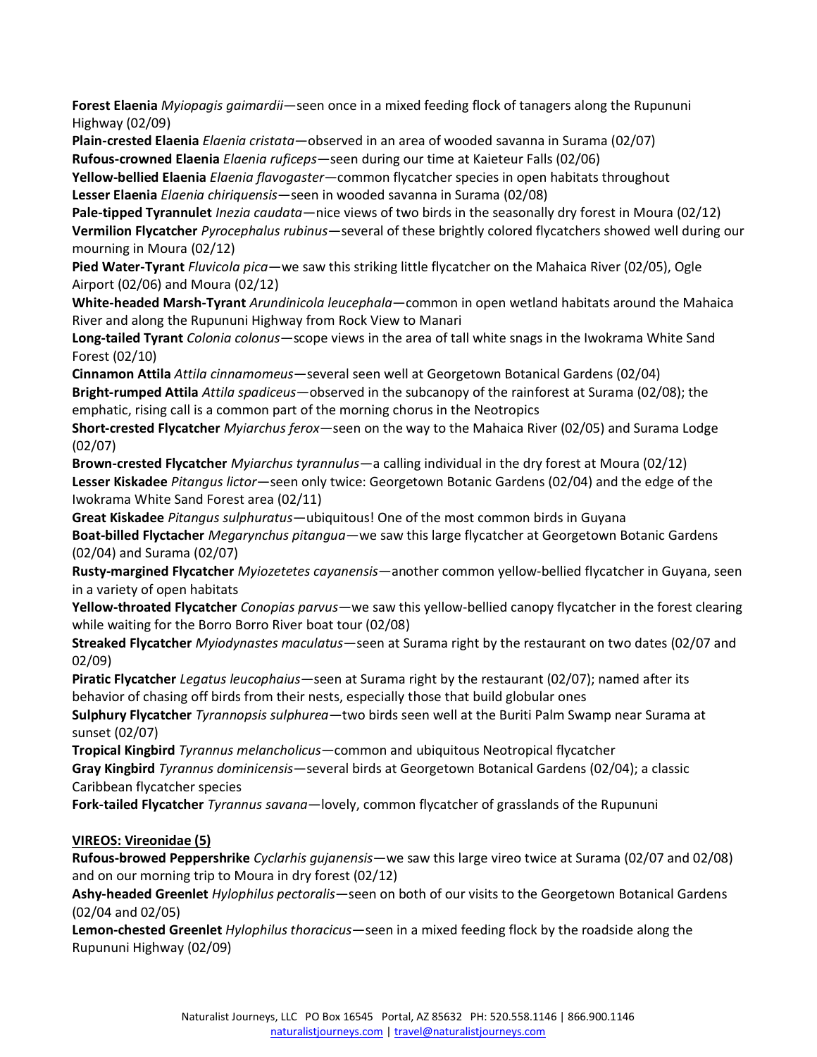**Forest Elaenia** *Myiopagis gaimardii*—seen once in a mixed feeding flock of tanagers along the Rupununi Highway (02/09)

**Plain-crested Elaenia** *Elaenia cristata*—observed in an area of wooded savanna in Surama (02/07)

**Rufous-crowned Elaenia** *Elaenia ruficeps*—seen during our time at Kaieteur Falls (02/06)

**Yellow-bellied Elaenia** *Elaenia flavogaster*—common flycatcher species in open habitats throughout

**Lesser Elaenia** *Elaenia chiriquensis*—seen in wooded savanna in Surama (02/08)

**Pale-tipped Tyrannulet** *Inezia caudata*—nice views of two birds in the seasonally dry forest in Moura (02/12)

**Vermilion Flycatcher** *Pyrocephalus rubinus*—several of these brightly colored flycatchers showed well during our mourning in Moura (02/12)

**Pied Water-Tyrant** *Fluvicola pica*—we saw this striking little flycatcher on the Mahaica River (02/05), Ogle Airport (02/06) and Moura (02/12)

**White-headed Marsh-Tyrant** *Arundinicola leucephala*—common in open wetland habitats around the Mahaica River and along the Rupununi Highway from Rock View to Manari

**Long-tailed Tyrant** *Colonia colonus*—scope views in the area of tall white snags in the Iwokrama White Sand Forest (02/10)

**Cinnamon Attila** *Attila cinnamomeus*—several seen well at Georgetown Botanical Gardens (02/04)

**Bright-rumped Attila** *Attila spadiceus*—observed in the subcanopy of the rainforest at Surama (02/08); the emphatic, rising call is a common part of the morning chorus in the Neotropics

**Short-crested Flycatcher** *Myiarchus ferox*—seen on the way to the Mahaica River (02/05) and Surama Lodge (02/07)

**Brown-crested Flycatcher** *Myiarchus tyrannulus*—a calling individual in the dry forest at Moura (02/12)

**Lesser Kiskadee** *Pitangus lictor*—seen only twice: Georgetown Botanic Gardens (02/04) and the edge of the Iwokrama White Sand Forest area (02/11)

**Great Kiskadee** *Pitangus sulphuratus*—ubiquitous! One of the most common birds in Guyana

**Boat-billed Flyctacher** *Megarynchus pitangua*—we saw this large flycatcher at Georgetown Botanic Gardens (02/04) and Surama (02/07)

**Rusty-margined Flycatcher** *Myiozetetes cayanensis*—another common yellow-bellied flycatcher in Guyana, seen in a variety of open habitats

**Yellow-throated Flycatcher** *Conopias parvus*—we saw this yellow-bellied canopy flycatcher in the forest clearing while waiting for the Borro Borro River boat tour (02/08)

**Streaked Flycatcher** *Myiodynastes maculatus*—seen at Surama right by the restaurant on two dates (02/07 and 02/09)

**Piratic Flycatcher** *Legatus leucophaius*—seen at Surama right by the restaurant (02/07); named after its behavior of chasing off birds from their nests, especially those that build globular ones

**Sulphury Flycatcher** *Tyrannopsis sulphurea*—two birds seen well at the Buriti Palm Swamp near Surama at sunset (02/07)

**Tropical Kingbird** *Tyrannus melancholicus*—common and ubiquitous Neotropical flycatcher

**Gray Kingbird** *Tyrannus dominicensis*—several birds at Georgetown Botanical Gardens (02/04); a classic Caribbean flycatcher species

**Fork-tailed Flycatcher** *Tyrannus savana*—lovely, common flycatcher of grasslands of the Rupununi

## VIREOS: Vireonidae (5)

**Rufous-browed Peppershrike** *Cyclarhis gujanensis*—we saw this large vireo twice at Surama (02/07 and 02/08) and on our morning trip to Moura in dry forest (02/12)

**Ashy-headed Greenlet** *Hylophilus pectoralis*—seen on both of our visits to the Georgetown Botanical Gardens (02/04 and 02/05)

**Lemon-chested Greenlet** *Hylophilus thoracicus*—seen in a mixed feeding flock by the roadside along the Rupununi Highway (02/09)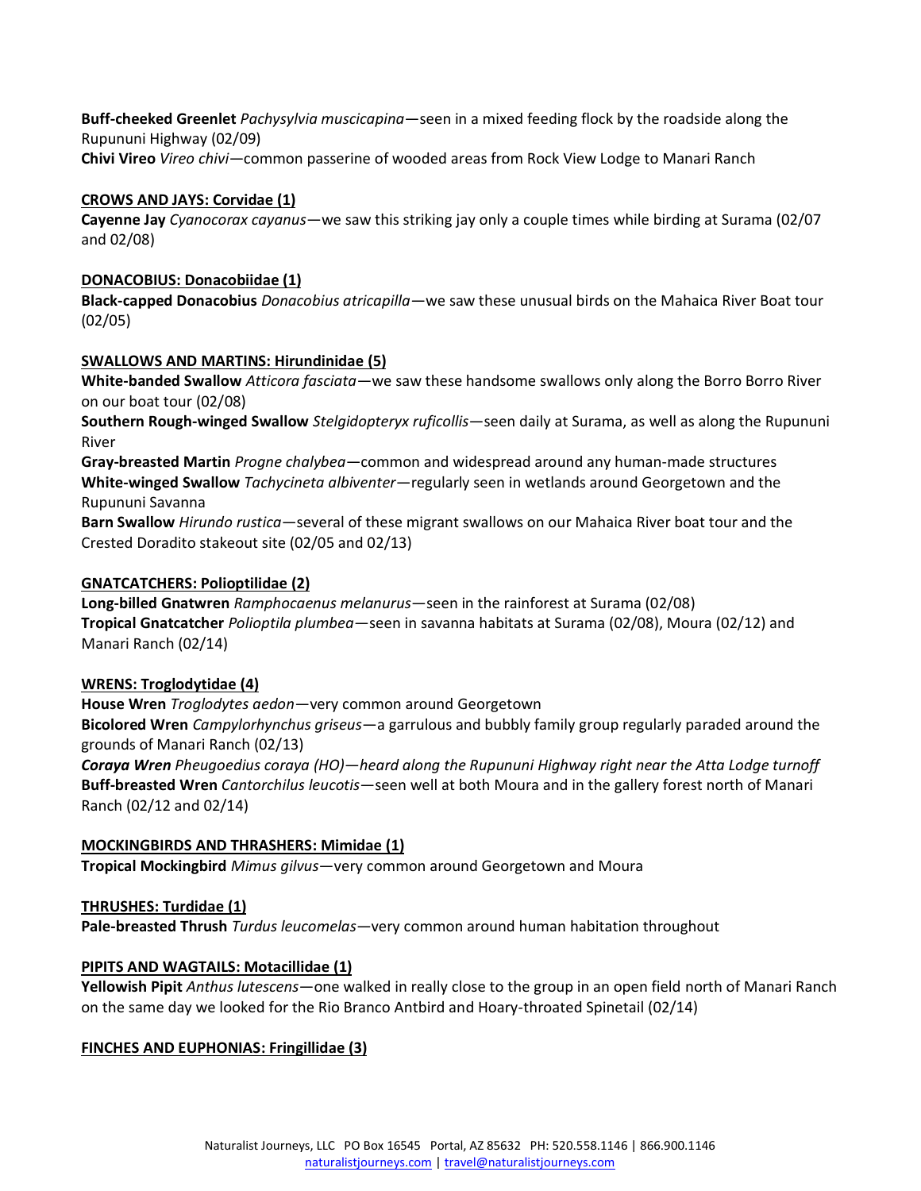**Buff-cheeked Greenlet** *Pachysylvia muscicapina*—seen in a mixed feeding flock by the roadside along the Rupununi Highway (02/09)
**Chivi Vireo** *Vireo chivi*—common passerine of wooded areas from Rock View Lodge to Manari Ranch

**CROWS AND JAYS: Corvidae (1)**
**Cayenne Jay** *Cyanocorax cayanus*—we saw this striking jay only a couple times while birding at Surama (02/07 and 02/08)

**DONACOBIUS: Donacobiidae (1)**
**Black-capped Donacobius** *Donacobius atricapilla*—we saw these unusual birds on the Mahaica River Boat tour (02/05)

**SWALLOWS AND MARTINS: Hirundinidae (5)**
**White-banded Swallow** *Atticora fasciata*—we saw these handsome swallows only along the Borro Borro River on our boat tour (02/08)
**Southern Rough-winged Swallow** *Stelgidopteryx ruficollis*—seen daily at Surama, as well as along the Rupununi River
**Gray-breasted Martin** *Progne chalybea*—common and widespread around any human-made structures
**White-winged Swallow** *Tachycineta albiventer*—regularly seen in wetlands around Georgetown and the Rupununi Savanna
**Barn Swallow** *Hirundo rustica*—several of these migrant swallows on our Mahaica River boat tour and the Crested Doradito stakeout site (02/05 and 02/13)

**GNATCATCHERS: Polioptilidae (2)**
**Long-billed Gnatwren** *Ramphocaenus melanurus*—seen in the rainforest at Surama (02/08)
**Tropical Gnatcatcher** *Polioptila plumbea*—seen in savanna habitats at Surama (02/08), Moura (02/12) and Manari Ranch (02/14)

**WRENS: Troglodytidae (4)**
**House Wren** *Troglodytes aedon*—very common around Georgetown
**Bicolored Wren** *Campylorhynchus griseus*—a garrulous and bubbly family group regularly paraded around the grounds of Manari Ranch (02/13)
***Coraya Wren*** *Pheugoedius coraya (HO)—heard along the Rupununi Highway right near the Atta Lodge turnoff*
**Buff-breasted Wren** *Cantorchilus leucotis*—seen well at both Moura and in the gallery forest north of Manari Ranch (02/12 and 02/14)

**MOCKINGBIRDS AND THRASHERS: Mimidae (1)**
**Tropical Mockingbird** *Mimus gilvus*—very common around Georgetown and Moura

**THRUSHES: Turdidae (1)**
**Pale-breasted Thrush** *Turdus leucomelas*—very common around human habitation throughout

**PIPITS AND WAGTAILS: Motacillidae (1)**
**Yellowish Pipit** *Anthus lutescens*—one walked in really close to the group in an open field north of Manari Ranch on the same day we looked for the Rio Branco Antbird and Hoary-throated Spinetail (02/14)

**FINCHES AND EUPHONIAS: Fringillidae (3)**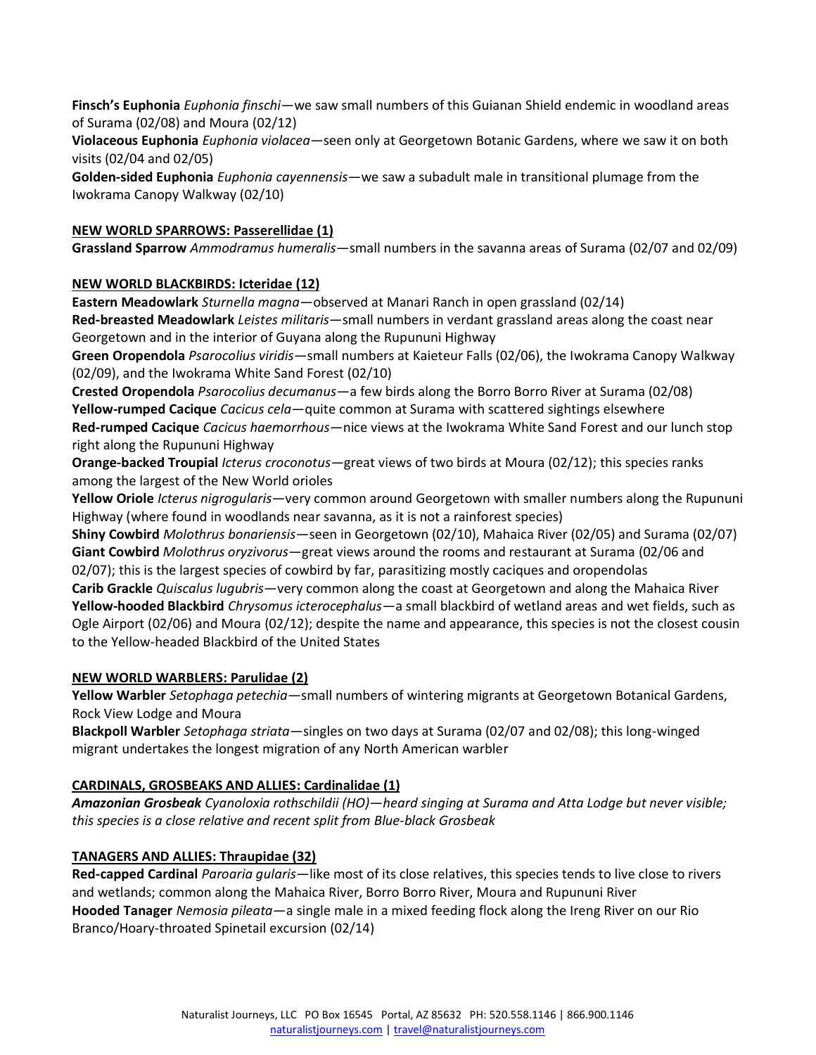**Finsch's Euphonia** *Euphonia finschi*—we saw small numbers of this Guianan Shield endemic in woodland areas of Surama (02/08) and Moura (02/12)

**Violaceous Euphonia** *Euphonia violacea*—seen only at Georgetown Botanic Gardens, where we saw it on both visits (02/04 and 02/05)

**Golden-sided Euphonia** *Euphonia cayennensis*—we saw a subadult male in transitional plumage from the Iwokrama Canopy Walkway (02/10)

**NEW WORLD SPARROWS: Passerellidae (1)**

**Grassland Sparrow** *Ammodramus humeralis*—small numbers in the savanna areas of Surama (02/07 and 02/09)

**NEW WORLD BLACKBIRDS: Icteridae (12)**

**Eastern Meadowlark** *Sturnella magna*—observed at Manari Ranch in open grassland (02/14)

**Red-breasted Meadowlark** *Leistes militaris*—small numbers in verdant grassland areas along the coast near Georgetown and in the interior of Guyana along the Rupununi Highway

**Green Oropendola** *Psarocolius viridis*—small numbers at Kaieteur Falls (02/06), the Iwokrama Canopy Walkway (02/09), and the Iwokrama White Sand Forest (02/10)

**Crested Oropendola** *Psarocolius decumanus*—a few birds along the Borro Borro River at Surama (02/08)

**Yellow-rumped Cacique** *Cacicus cela*—quite common at Surama with scattered sightings elsewhere

**Red-rumped Cacique** *Cacicus haemorrhous*—nice views at the Iwokrama White Sand Forest and our lunch stop right along the Rupununi Highway

**Orange-backed Troupial** *Icterus croconotus*—great views of two birds at Moura (02/12); this species ranks among the largest of the New World orioles

**Yellow Oriole** *Icterus nigrogularis*—very common around Georgetown with smaller numbers along the Rupununi Highway (where found in woodlands near savanna, as it is not a rainforest species)

**Shiny Cowbird** *Molothrus bonariensis*—seen in Georgetown (02/10), Mahaica River (02/05) and Surama (02/07)

**Giant Cowbird** *Molothrus oryzivorus*—great views around the rooms and restaurant at Surama (02/06 and 02/07); this is the largest species of cowbird by far, parasitizing mostly caciques and oropendolas

**Carib Grackle** *Quiscalus lugubris*—very common along the coast at Georgetown and along the Mahaica River

**Yellow-hooded Blackbird** *Chrysomus icterocephalus*—a small blackbird of wetland areas and wet fields, such as Ogle Airport (02/06) and Moura (02/12); despite the name and appearance, this species is not the closest cousin to the Yellow-headed Blackbird of the United States

**NEW WORLD WARBLERS: Parulidae (2)**

**Yellow Warbler** *Setophaga petechia*—small numbers of wintering migrants at Georgetown Botanical Gardens, Rock View Lodge and Moura

**Blackpoll Warbler** *Setophaga striata*—singles on two days at Surama (02/07 and 02/08); this long-winged migrant undertakes the longest migration of any North American warbler

**CARDINALS, GROSBEAKS AND ALLIES: Cardinalidae (1)**

***Amazonian Grosbeak*** *Cyanoloxia rothschildii (HO)—heard singing at Surama and Atta Lodge but never visible; this species is a close relative and recent split from Blue-black Grosbeak*

**TANAGERS AND ALLIES: Thraupidae (32)**

**Red-capped Cardinal** *Paroaria gularis*—like most of its close relatives, this species tends to live close to rivers and wetlands; common along the Mahaica River, Borro Borro River, Moura and Rupununi River

**Hooded Tanager** *Nemosia pileata*—a single male in a mixed feeding flock along the Ireng River on our Rio Branco/Hoary-throated Spinetail excursion (02/14)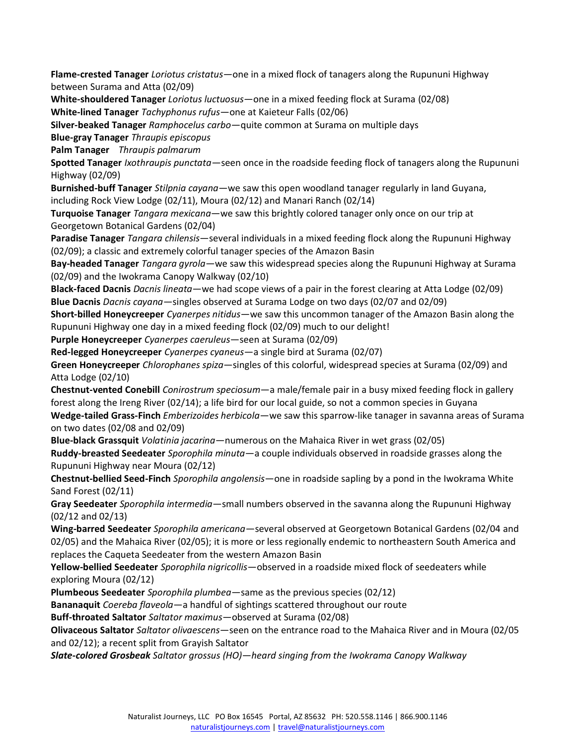**Flame-crested Tanager** *Loriotus cristatus*—one in a mixed flock of tanagers along the Rupununi Highway between Surama and Atta (02/09)

**White-shouldered Tanager** *Loriotus luctuosus*—one in a mixed feeding flock at Surama (02/08)

**White-lined Tanager** *Tachyphonus rufus*—one at Kaieteur Falls (02/06)

**Silver-beaked Tanager** *Ramphocelus carbo*—quite common at Surama on multiple days

**Blue-gray Tanager** *Thraupis episcopus*

**Palm Tanager** *Thraupis palmarum*

**Spotted Tanager** *Ixothraupis punctata*—seen once in the roadside feeding flock of tanagers along the Rupununi Highway (02/09)

**Burnished-buff Tanager** *Stilpnia cayana*—we saw this open woodland tanager regularly in land Guyana, including Rock View Lodge (02/11), Moura (02/12) and Manari Ranch (02/14)

**Turquoise Tanager** *Tangara mexicana*—we saw this brightly colored tanager only once on our trip at Georgetown Botanical Gardens (02/04)

**Paradise Tanager** *Tangara chilensis*—several individuals in a mixed feeding flock along the Rupununi Highway (02/09); a classic and extremely colorful tanager species of the Amazon Basin

**Bay-headed Tanager** *Tangara gyrola*—we saw this widespread species along the Rupununi Highway at Surama (02/09) and the Iwokrama Canopy Walkway (02/10)

**Black-faced Dacnis** *Dacnis lineata*—we had scope views of a pair in the forest clearing at Atta Lodge (02/09)

**Blue Dacnis** *Dacnis cayana*—singles observed at Surama Lodge on two days (02/07 and 02/09)

**Short-billed Honeycreeper** *Cyanerpes nitidus*—we saw this uncommon tanager of the Amazon Basin along the Rupununi Highway one day in a mixed feeding flock (02/09) much to our delight!

**Purple Honeycreeper** *Cyanerpes caeruleus*—seen at Surama (02/09)

**Red-legged Honeycreeper** *Cyanerpes cyaneus*—a single bird at Surama (02/07)

**Green Honeycreeper** *Chlorophanes spiza*—singles of this colorful, widespread species at Surama (02/09) and Atta Lodge (02/10)

**Chestnut-vented Conebill** *Conirostrum speciosum*—a male/female pair in a busy mixed feeding flock in gallery forest along the Ireng River (02/14); a life bird for our local guide, so not a common species in Guyana

**Wedge-tailed Grass-Finch** *Emberizoides herbicola*—we saw this sparrow-like tanager in savanna areas of Surama on two dates (02/08 and 02/09)

**Blue-black Grassquit** *Volatinia jacarina*—numerous on the Mahaica River in wet grass (02/05)

**Ruddy-breasted Seedeater** *Sporophila minuta*—a couple individuals observed in roadside grasses along the Rupununi Highway near Moura (02/12)

**Chestnut-bellied Seed-Finch** *Sporophila angolensis*—one in roadside sapling by a pond in the Iwokrama White Sand Forest (02/11)

**Gray Seedeater** *Sporophila intermedia*—small numbers observed in the savanna along the Rupununi Highway (02/12 and 02/13)

**Wing-barred Seedeater** *Sporophila americana*—several observed at Georgetown Botanical Gardens (02/04 and 02/05) and the Mahaica River (02/05); it is more or less regionally endemic to northeastern South America and replaces the Caqueta Seedeater from the western Amazon Basin

**Yellow-bellied Seedeater** *Sporophila nigricollis*—observed in a roadside mixed flock of seedeaters while exploring Moura (02/12)

**Plumbeous Seedeater** *Sporophila plumbea*—same as the previous species (02/12)

**Bananaquit** *Coereba flaveola*—a handful of sightings scattered throughout our route

**Buff-throated Saltator** *Saltator maximus*—observed at Surama (02/08)

**Olivaceous Saltator** *Saltator olivaescens*—seen on the entrance road to the Mahaica River and in Moura (02/05 and 02/12); a recent split from Grayish Saltator

***Slate-colored Grosbeak*** *Saltator grossus (HO)—heard singing from the Iwokrama Canopy Walkway*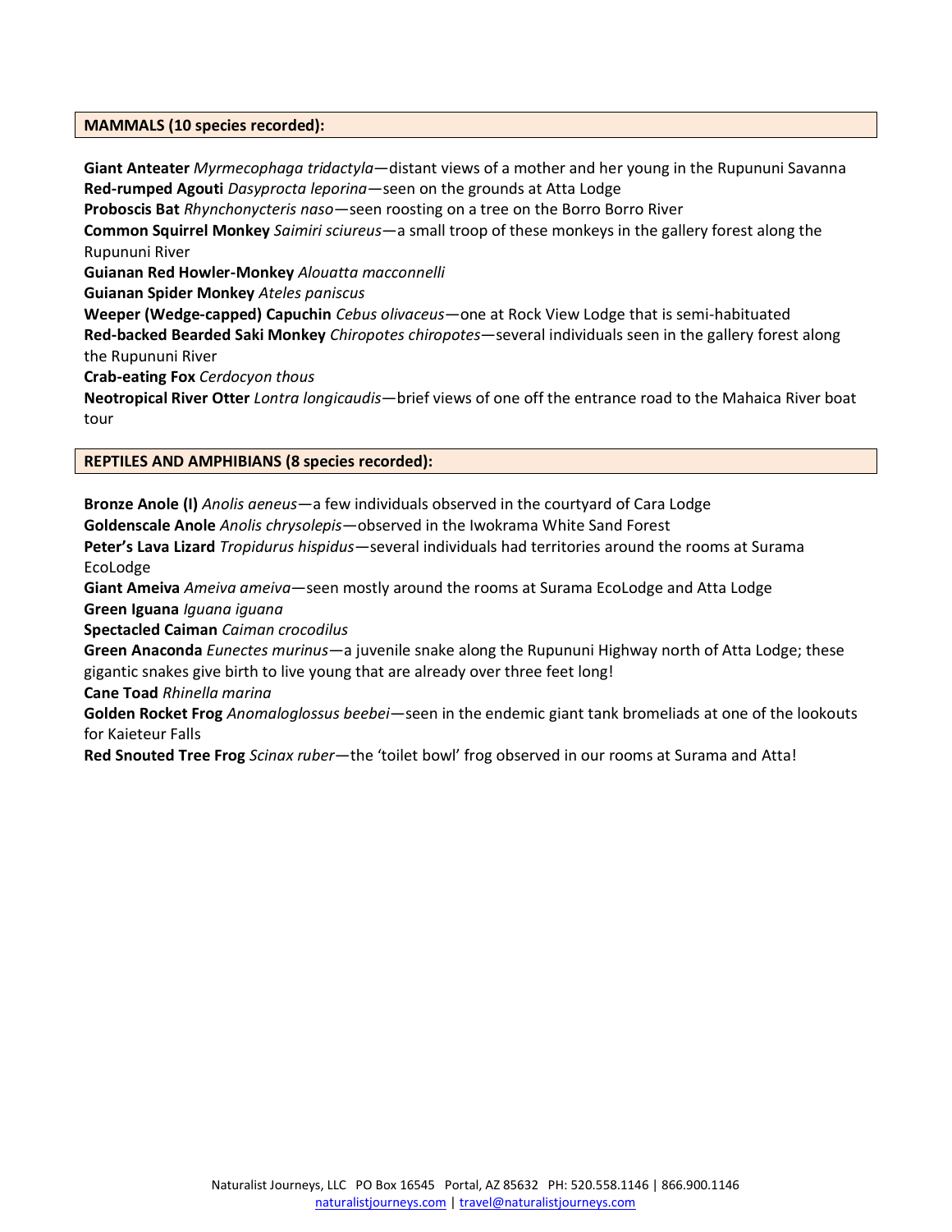## MAMMALS (10 species recorded):

**Giant Anteater** *Myrmecophaga tridactyla*—distant views of a mother and her young in the Rupununi Savanna
**Red-rumped Agouti** *Dasyprocta leporina*—seen on the grounds at Atta Lodge
**Proboscis Bat** *Rhynchonycteris naso*—seen roosting on a tree on the Borro Borro River
**Common Squirrel Monkey** *Saimiri sciureus*—a small troop of these monkeys in the gallery forest along the Rupununi River
**Guianan Red Howler-Monkey** *Alouatta macconnelli*
**Guianan Spider Monkey** *Ateles paniscus*
**Weeper (Wedge-capped) Capuchin** *Cebus olivaceus*—one at Rock View Lodge that is semi-habituated
**Red-backed Bearded Saki Monkey** *Chiropotes chiropotes*—several individuals seen in the gallery forest along the Rupununi River
**Crab-eating Fox** *Cerdocyon thous*
**Neotropical River Otter** *Lontra longicaudis*—brief views of one off the entrance road to the Mahaica River boat tour

## REPTILES AND AMPHIBIANS (8 species recorded):

**Bronze Anole (I)** *Anolis aeneus*—a few individuals observed in the courtyard of Cara Lodge
**Goldenscale Anole** *Anolis chrysolepis*—observed in the Iwokrama White Sand Forest
**Peter's Lava Lizard** *Tropidurus hispidus*—several individuals had territories around the rooms at Surama EcoLodge
**Giant Ameiva** *Ameiva ameiva*—seen mostly around the rooms at Surama EcoLodge and Atta Lodge
**Green Iguana** *Iguana iguana*
**Spectacled Caiman** *Caiman crocodilus*
**Green Anaconda** *Eunectes murinus*—a juvenile snake along the Rupununi Highway north of Atta Lodge; these gigantic snakes give birth to live young that are already over three feet long!
**Cane Toad** *Rhinella marina*
**Golden Rocket Frog** *Anomaloglossus beebei*—seen in the endemic giant tank bromeliads at one of the lookouts for Kaieteur Falls
**Red Snouted Tree Frog** *Scinax ruber*—the 'toilet bowl' frog observed in our rooms at Surama and Atta!